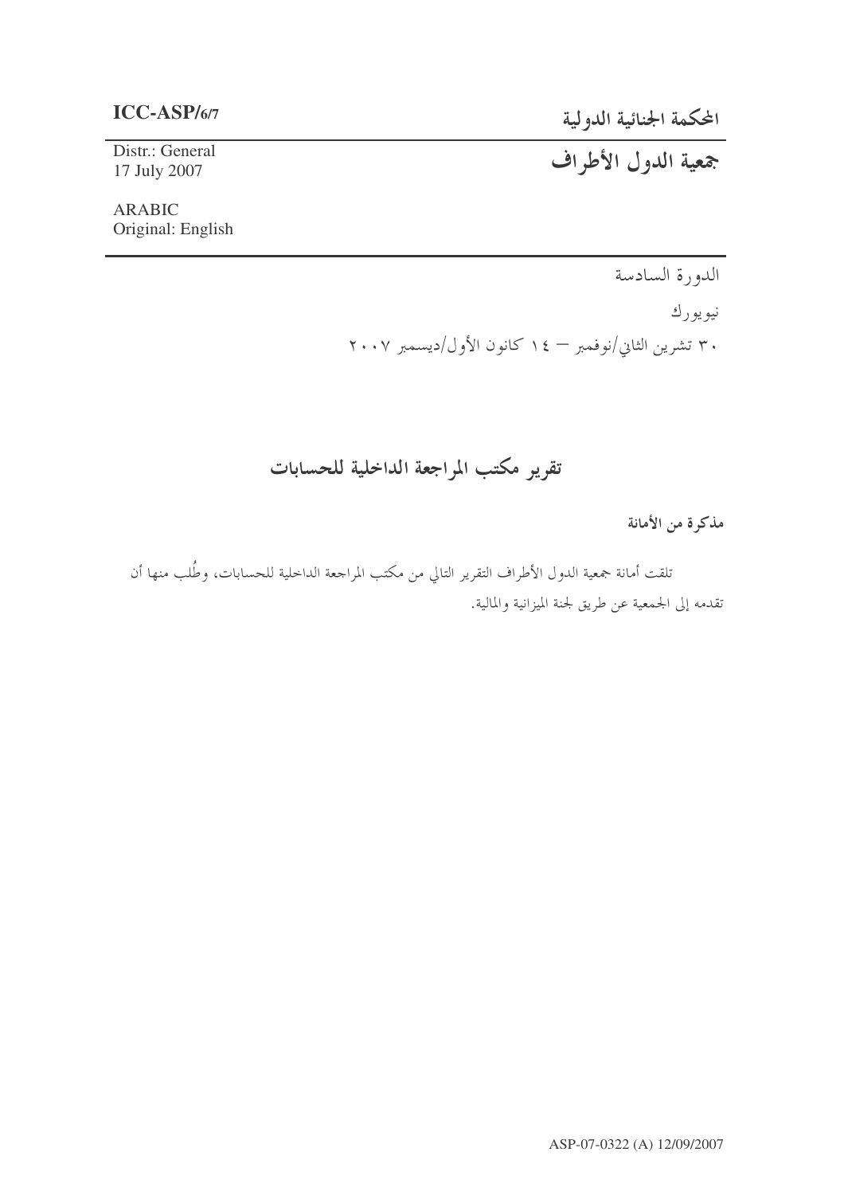**ICC-ASP/6/7**

Distr.: General
17 July 2007

ARABIC
Original: English

# المحكمة الجنائية الدولية

# جمعية الدول الأطراف

الدورة السادسة

نيويورك

٣٠ تشرين الثاني/نوفمبر – ١٤ كانون الأول/ديسمبر ٢٠٠٧

## تقرير مكتب المراجعة الداخلية للحسابات

**مذكرة من الأمانة**

تلقت أمانة جمعية الدول الأطراف التقرير التالي من مكتب المراجعة الداخلية للحسابات، وطُلب منها أن تقدمه إلى الجمعية عن طريق لجنة الميزانية والمالية.

ASP-07-0322 (A) 12/09/2007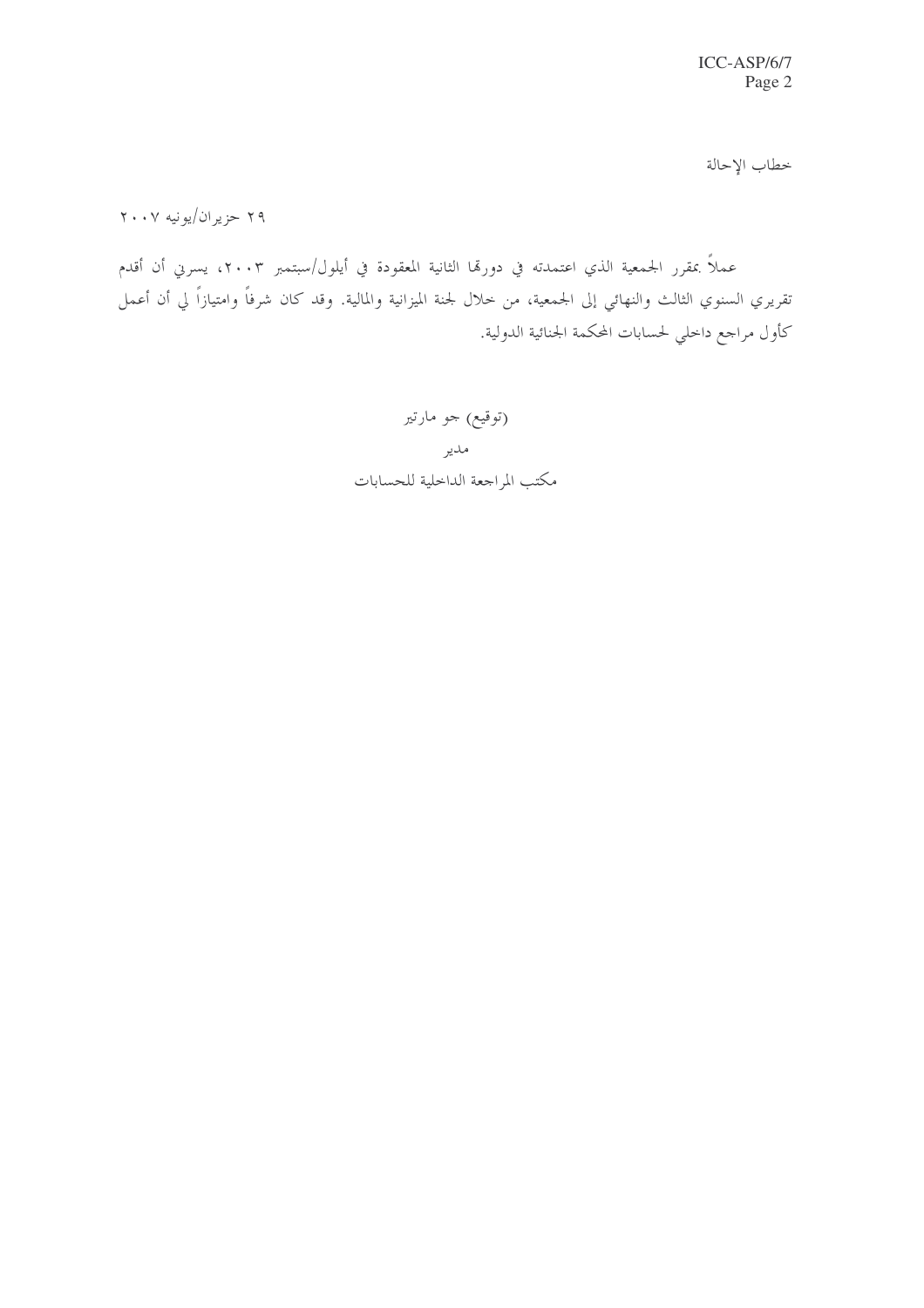خطاب الإحالة

٢٩ حزيران/يونيه ٢٠٠٧

عملاً بمقرر الجمعية الذي اعتمدته في دورتها الثانية المعقودة في أيلول/سبتمبر ٢٠٠٣، يسرني أن أقدم تقريري السنوي الثالث والنهائي إلى الجمعية، من خلال لجنة الميزانية والمالية. وقد كان شرفاً وامتيازاً لي أن أعمل كأول مراجع داخلي لحسابات المحكمة الجنائية الدولية.

(توقيع) جو مارتير

مدير

مكتب المراجعة الداخلية للحسابات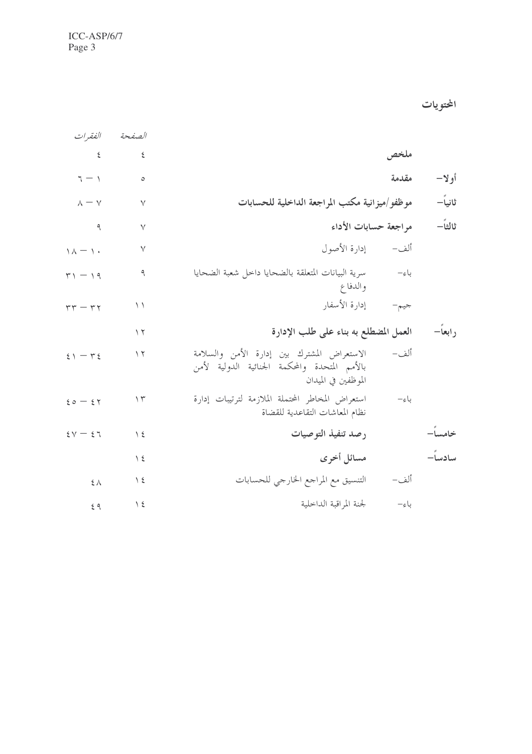# المحتويات

| | | | الصفحة | الفقرات |
|---|---|---|---|---|
| | ملخص | | ٤ | ٤ |
| أولا– | مقدمة | | ٥ | ١ – ٦ |
| ثانياً– | موظفو/ميزانية مكتب المراجعة الداخلية للحسابات | | ٧ | ٧ – ٨ |
| ثالثاً– | مراجعة حسابات الأداء | | ٧ | ٩ |
| | ألف– | إدارة الأصول | ٧ | ١٠ – ١٨ |
| | باء– | سرية البيانات المتعلقة بالضحايا داخل شعبة الضحايا والدفاع | ٩ | ١٩ – ٣١ |
| | جيم– | إدارة الأسفار | ١١ | ٣٢ – ٣٣ |
| رابعاً– | العمل المضطلع به بناء على طلب الإدارة | | ١٢ | |
| | ألف– | الاستعراض المشترك بين إدارة الأمن والسلامة بالأمم المتحدة والمحكمة الجنائية الدولية لأمن الموظفين في الميدان | ١٢ | ٣٤ – ٤١ |
| | باء– | استعراض المخاطر المحتملة الملازمة لترتيبات إدارة نظام المعاشات التقاعدية للقضاة | ١٣ | ٤٢ – ٤٥ |
| خامساً– | رصد تنفيذ التوصيات | | ١٤ | ٤٦ – ٤٧ |
| سادساً– | مسائل أخرى | | ١٤ | |
| | ألف– | التنسيق مع المراجع الخارجي للحسابات | ١٤ | ٤٨ |
| | باء– | لجنة المراقبة الداخلية | ١٤ | ٤٩ |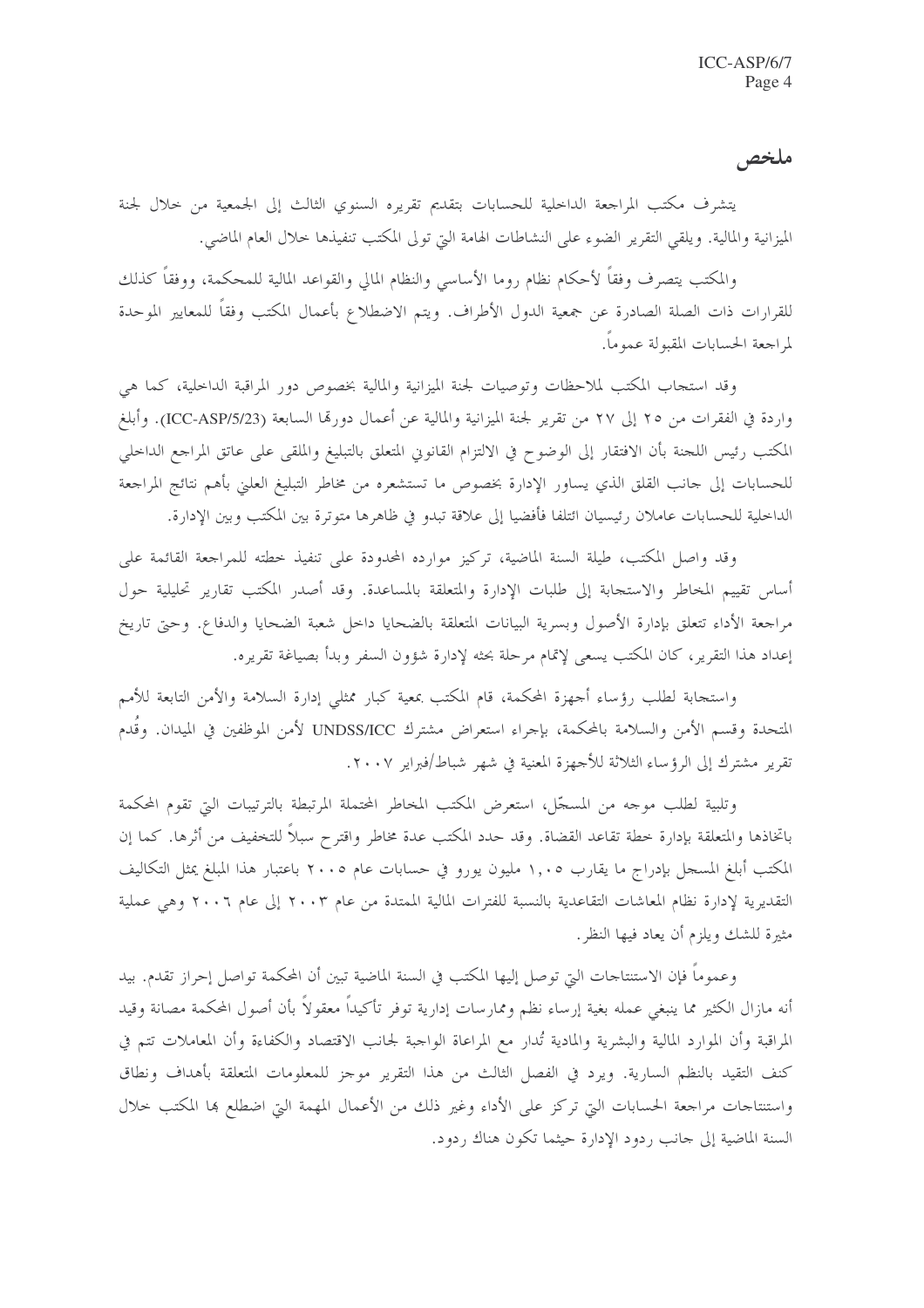# ملخص

يتشرف مكتب المراجعة الداخلية للحسابات بتقديم تقريره السنوي الثالث إلى الجمعية من خلال لجنة الميزانية والمالية. ويلقي التقرير الضوء على النشاطات الهامة التي تولى المكتب تنفيذها خلال العام الماضي.

والمكتب يتصرف وفقاً لأحكام نظام روما الأساسي والنظام المالي والقواعد المالية للمحكمة، ووفقاً كذلك للقرارات ذات الصلة الصادرة عن جمعية الدول الأطراف. ويتم الاضطلاع بأعمال المكتب وفقاً للمعايير الموحدة لمراجعة الحسابات المقبولة عموماً.

وقد استجاب المكتب لملاحظات وتوصيات لجنة الميزانية والمالية بخصوص دور المراقبة الداخلية، كما هي واردة في الفقرات من ٢٥ إلى ٢٧ من تقرير لجنة الميزانية والمالية عن أعمال دورتها السابعة (ICC-ASP/5/23). وأبلغ المكتب رئيس اللجنة بأن الافتقار إلى الوضوح في الالتزام القانوني المتعلق بالتبليغ والملقى على عاتق المراجع الداخلي للحسابات إلى جانب القلق الذي يساور الإدارة بخصوص ما تستشعره من مخاطر التبليغ العلني بأهم نتائج المراجعة الداخلية للحسابات عاملان رئيسيان ائتلفا فأفضيا إلى علاقة تبدو في ظاهرها متوترة بين المكتب وبين الإدارة.

وقد واصل المكتب، طيلة السنة الماضية، تركيز موارده المحدودة على تنفيذ خطته للمراجعة القائمة على أساس تقييم المخاطر والاستجابة إلى طلبات الإدارة والمتعلقة بالمساعدة. وقد أصدر المكتب تقارير تحليلية حول مراجعة الأداء تتعلق بإدارة الأصول وبسرية البيانات المتعلقة بالضحايا داخل شعبة الضحايا والدفاع. وحتى تاريخ إعداد هذا التقرير، كان المكتب يسعى لإتمام مرحلة بحثه لإدارة شؤون السفر وبدأ بصياغة تقريره.

واستجابة لطلب رؤساء أجهزة المحكمة، قام المكتب بمعية كبار ممثلي إدارة السلامة والأمن التابعة للأمم المتحدة وقسم الأمن والسلامة بالمحكمة، بإجراء استعراض مشترك UNDSS/ICC لأمن الموظفين في الميدان. وقُدم تقرير مشترك إلى الرؤساء الثلاثة للأجهزة المعنية في شهر شباط/فبراير ٢٠٠٧.

وتلبية لطلب موجه من المسجّل، استعرض المكتب المخاطر المحتملة المرتبطة بالترتيبات التي تقوم المحكمة باتخاذها والمتعلقة بإدارة خطة تقاعد القضاة. وقد حدد المكتب عدة مخاطر واقترح سبلاً للتخفيف من أثرها. كما إن المكتب أبلغ المسجل بإدراج ما يقارب ١,٠٥ مليون يورو في حسابات عام ٢٠٠٥ باعتبار هذا المبلغ يمثل التكاليف التقديرية لإدارة نظام المعاشات التقاعدية بالنسبة للفترات المالية الممتدة من عام ٢٠٠٣ إلى عام ٢٠٠٦ وهي عملية مثيرة للشك ويلزم أن يعاد فيها النظر.

وعموماً فإن الاستنتاجات التي توصل إليها المكتب في السنة الماضية تبين أن المحكمة تواصل إحراز تقدم. بيد أنه مازال الكثير مما ينبغي عمله بغية إرساء نظم وممارسات إدارية توفر تأكيداً معقولاً بأن أصول المحكمة مصانة وقيد المراقبة وأن الموارد المالية والبشرية والمادية تُدار مع المراعاة الواجبة لجانب الاقتصاد والكفاءة وأن المعاملات تتم في كنف التقيد بالنظم السارية. ويرد في الفصل الثالث من هذا التقرير موجز للمعلومات المتعلقة بأهداف ونطاق واستنتاجات مراجعة الحسابات التي تركز على الأداء وغير ذلك من الأعمال المهمة التي اضطلع بها المكتب خلال السنة الماضية إلى جانب ردود الإدارة حيثما تكون هناك ردود.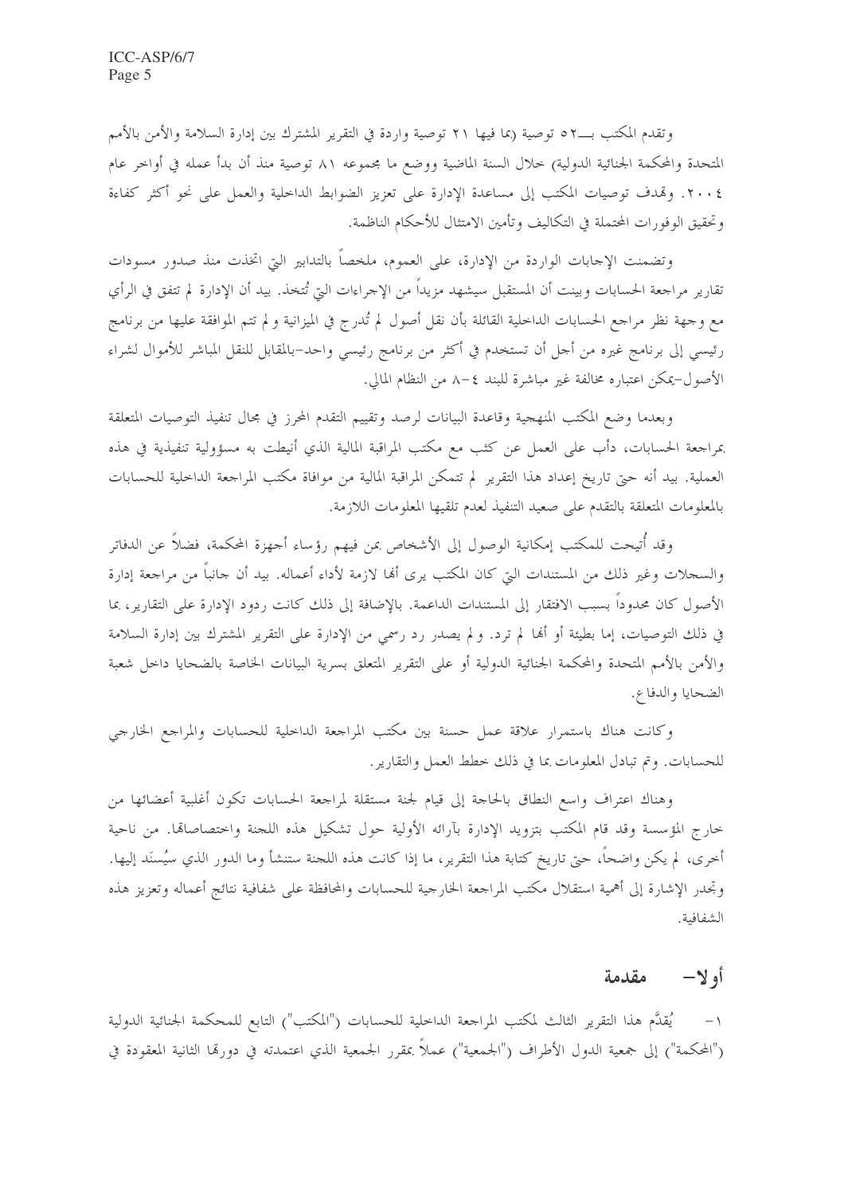وتقدم المكتب بـــ٥٢ توصية (بما فيها ٢١ توصية واردة في التقرير المشترك بين إدارة السلامة والأمن بالأمم المتحدة والمحكمة الجنائية الدولية) خلال السنة الماضية ووضع ما مجموعه ٨١ توصية منذ أن بدأ عمله في أواخر عام ٢٠٠٤. وتهدف توصيات المكتب إلى مساعدة الإدارة على تعزيز الضوابط الداخلية والعمل على نحو أكثر كفاءة وتحقيق الوفورات المحتملة في التكاليف وتأمين الامتثال للأحكام الناظمة.

وتضمنت الإجابات الواردة من الإدارة، على العموم، ملخصاً بالتدابير التي اتخذت منذ صدور مسودات تقارير مراجعة الحسابات وبينت أن المستقبل سيشهد مزيداً من الإجراءات التي تُتخذ. بيد أن الإدارة لم تتفق في الرأي مع وجهة نظر مراجع الحسابات الداخلية القائلة بأن نقل أصول لم تُدرج في الميزانية ولم تتم الموافقة عليها من برنامج رئيسي إلى برنامج غيره من أجل أن تستخدم في أكثر من برنامج رئيسي واحد-بالمقابل للنقل المباشر للأموال لشراء الأصول-يمكن اعتباره مخالفة غير مباشرة للبند ٤-٨ من النظام المالي.

وبعدما وضع المكتب المنهجية وقاعدة البيانات لرصد وتقييم التقدم المحرز في مجال تنفيذ التوصيات المتعلقة بمراجعة الحسابات، دأب على العمل عن كثب مع مكتب المراقبة المالية الذي أنيطت به مسؤولية تنفيذية في هذه العملية. بيد أنه حتى تاريخ إعداد هذا التقرير لم تتمكن المراقبة المالية من موافاة مكتب المراجعة الداخلية للحسابات بالمعلومات المتعلقة بالتقدم على صعيد التنفيذ لعدم تلقيها المعلومات اللازمة.

وقد أُتيحت للمكتب إمكانية الوصول إلى الأشخاص بمن فيهم رؤساء أجهزة المحكمة، فضلاً عن الدفاتر والسجلات وغير ذلك من المستندات التي كان المكتب يرى أنها لازمة لأداء أعماله. بيد أن جانباً من مراجعة إدارة الأصول كان محدوداً بسبب الافتقار إلى المستندات الداعمة. بالإضافة إلى ذلك كانت ردود الإدارة على التقارير، بما في ذلك التوصيات، إما بطيئة أو أنها لم ترد. ولم يصدر رد رسمي من الإدارة على التقرير المشترك بين إدارة السلامة والأمن بالأمم المتحدة والمحكمة الجنائية الدولية أو على التقرير المتعلق بسرية البيانات الخاصة بالضحايا داخل شعبة الضحايا والدفاع.

وكانت هناك باستمرار علاقة عمل حسنة بين مكتب المراجعة الداخلية للحسابات والمراجع الخارجي للحسابات. وتم تبادل المعلومات بما في ذلك خطط العمل والتقارير.

وهناك اعتراف واسع النطاق بالحاجة إلى قيام لجنة مستقلة لمراجعة الحسابات تكون أغلبية أعضائها من خارج المؤسسة وقد قام المكتب بتزويد الإدارة بآرائه الأولية حول تشكيل هذه اللجنة واختصاصاتها. من ناحية أخرى، لم يكن واضحاً، حتى تاريخ كتابة هذا التقرير، ما إذا كانت هذه اللجنة ستنشأ وما الدور الذي سيُسنَد إليها. وتجدر الإشارة إلى أهمية استقلال مكتب المراجعة الخارجية للحسابات والمحافظة على شفافية نتائج أعماله وتعزيز هذه الشفافية.

## أولا- مقدمة

١- يُقدَّم هذا التقرير الثالث لمكتب المراجعة الداخلية للحسابات ("المكتب") التابع للمحكمة الجنائية الدولية ("المحكمة") إلى جمعية الدول الأطراف ("الجمعية") عملاً بمقرر الجمعية الذي اعتمدته في دورتها الثانية المعقودة في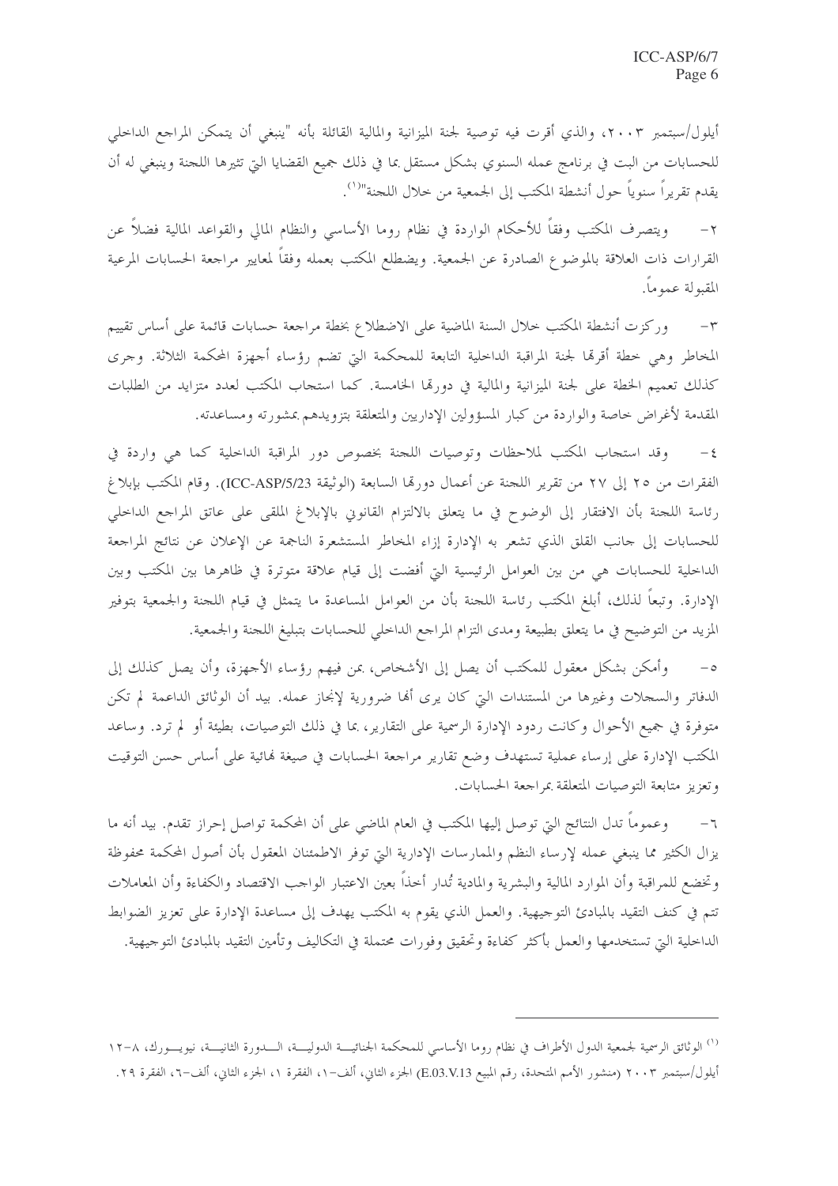أيلول/سبتمبر ٢٠٠٣، والذي أقرت فيه توصية لجنة الميزانية والمالية القائلة بأنه "ينبغي أن يتمكن المراجع الداخلي للحسابات من البت في برنامج عمله السنوي بشكل مستقل بما في ذلك جميع القضايا التي تثيرها اللجنة وينبغي له أن يقدم تقريراً سنوياً حول أنشطة المكتب إلى الجمعية من خلال اللجنة"[(١)].

٢- ويتصرف المكتب وفقاً للأحكام الواردة في نظام روما الأساسي والنظام المالي والقواعد المالية فضلاً عن القرارات ذات العلاقة بالموضوع الصادرة عن الجمعية. ويضطلع المكتب بعمله وفقاً لمعايير مراجعة الحسابات المرعية المقبولة عموماً.

٣- وركزت أنشطة المكتب خلال السنة الماضية على الاضطلاع بخطة مراجعة حسابات قائمة على أساس تقييم المخاطر وهي خطة أقرتها لجنة المراقبة الداخلية التابعة للمحكمة التي تضم رؤساء أجهزة المحكمة الثلاثة. وجرى كذلك تعميم الخطة على لجنة الميزانية والمالية في دورتها الخامسة. كما استجاب المكتب لعدد متزايد من الطلبات المقدمة لأغراض خاصة والواردة من كبار المسؤولين الإداريين والمتعلقة بتزويدهم بمشورته ومساعدته.

٤- وقد استجاب المكتب لملاحظات وتوصيات اللجنة بخصوص دور المراقبة الداخلية كما هي واردة في الفقرات من ٢٥ إلى ٢٧ من تقرير اللجنة عن أعمال دورتها السابعة (الوثيقة ICC-ASP/5/23). وقام المكتب بإبلاغ رئاسة اللجنة بأن الافتقار إلى الوضوح في ما يتعلق بالالتزام القانوني بالإبلاغ الملقى على عاتق المراجع الداخلي للحسابات إلى جانب القلق الذي تشعر به الإدارة إزاء المخاطر المستشعرة الناجمة عن الإعلان عن نتائج المراجعة الداخلية للحسابات هي من بين العوامل الرئيسية التي أفضت إلى قيام علاقة متوترة في ظاهرها بين المكتب وبين الإدارة. وتبعاً لذلك، أبلغ المكتب رئاسة اللجنة بأن من العوامل المساعدة ما يتمثل في قيام اللجنة والجمعية بتوفير المزيد من التوضيح في ما يتعلق بطبيعة ومدى التزام المراجع الداخلي للحسابات بتبليغ اللجنة والجمعية.

٥- وأمكن بشكل معقول للمكتب أن يصل إلى الأشخاص، بمن فيهم رؤساء الأجهزة، وأن يصل كذلك إلى الدفاتر والسجلات وغيرها من المستندات التي كان يرى أنها ضرورية لإنجاز عمله. بيد أن الوثائق الداعمة لم تكن متوفرة في جميع الأحوال وكانت ردود الإدارة الرسمية على التقارير، بما في ذلك التوصيات، بطيئة أو لم ترد. وساعد المكتب الإدارة على إرساء عملية تستهدف وضع تقارير مراجعة الحسابات في صيغة نهائية على أساس حسن التوقيت وتعزيز متابعة التوصيات المتعلقة بمراجعة الحسابات.

٦- وعموماً تدل النتائج التي توصل إليها المكتب في العام الماضي على أن المحكمة تواصل إحراز تقدم. بيد أنه ما يزال الكثير مما ينبغي عمله لإرساء النظم والممارسات الإدارية التي توفر الاطمئنان المعقول بأن أصول المحكمة محفوظة وتخضع للمراقبة وأن الموارد المالية والبشرية والمادية تُدار أخذاً بعين الاعتبار الواجب الاقتصاد والكفاءة وأن المعاملات تتم في كنف التقيد بالمبادئ التوجيهية. والعمل الذي يقوم به المكتب يهدف إلى مساعدة الإدارة على تعزيز الضوابط الداخلية التي تستخدمها والعمل بأكثر كفاءة وتحقيق وفورات محتملة في التكاليف وتأمين التقيد بالمبادئ التوجيهية.

---

[(١)] الوثائق الرسمية لجمعية الدول الأطراف في نظام روما الأساسي للمحكمة الجنائية الدولية، الدورة الثانية، نيويورك، ٨-١٢ أيلول/سبتمبر ٢٠٠٣ (منشور الأمم المتحدة، رقم المبيع E.03.V.13) الجزء الثاني، ألف-١، الفقرة ١، الجزء الثاني، ألف-٦، الفقرة ٢٩.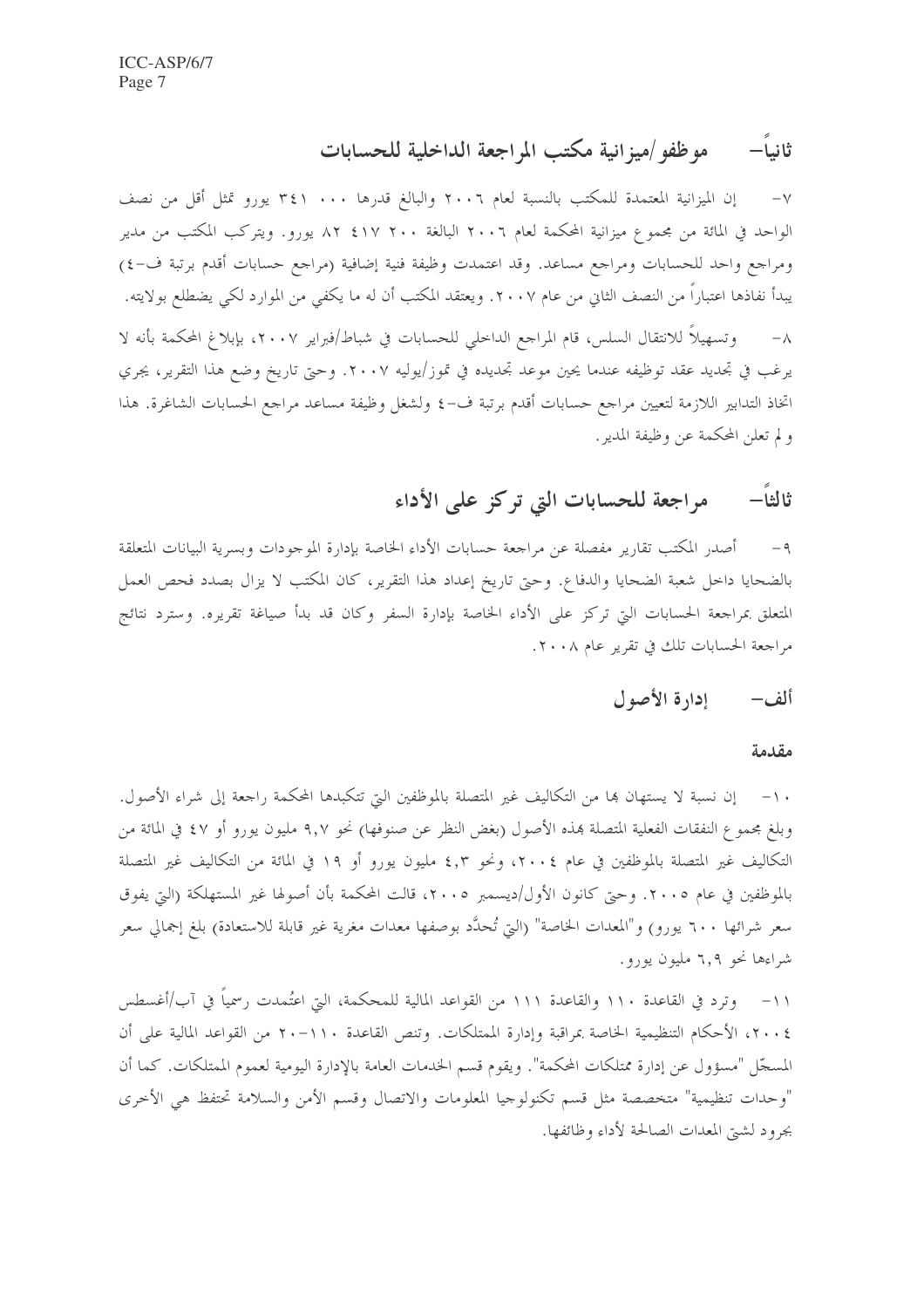## ثانياً– موظفو/ميزانية مكتب المراجعة الداخلية للحسابات

٧– إن الميزانية المعتمدة للمكتب بالنسبة لعام ٢٠٠٦ والبالغ قدرها ٠٠٠ ٣٤١ يورو تمثل أقل من نصف الواحد في المائة من مجموع ميزانية المحكمة لعام ٢٠٠٦ البالغة ٢٠٠ ٤١٧ ٨٢ يورو. ويتركب المكتب من مدير ومراجع واحد للحسابات ومراجع مساعد. وقد اعتمدت وظيفة فنية إضافية (مراجع حسابات أقدم برتبة ف–٤) يبدأ نفاذها اعتباراً من النصف الثاني من عام ٢٠٠٧. ويعتقد المكتب أن له ما يكفي من الموارد لكي يضطلع بولايته.

٨– وتسهيلاً للانتقال السلس، قام المراجع الداخلي للحسابات في شباط/فبراير ٢٠٠٧، بإبلاغ المحكمة بأنه لا يرغب في تجديد عقد توظيفه عندما يحين موعد تجديده في تموز/يوليه ٢٠٠٧. وحتى تاريخ وضع هذا التقرير، يجري اتخاذ التدابير اللازمة لتعيين مراجع حسابات أقدم برتبة ف–٤ ولشغل وظيفة مساعد مراجع الحسابات الشاغرة. هذا ولم تعلن المحكمة عن وظيفة المدير.

## ثالثاً– مراجعة للحسابات التي تركز على الأداء

٩– أصدر المكتب تقارير مفصلة عن مراجعة حسابات الأداء الخاصة بإدارة الموجودات وبسرية البيانات المتعلقة بالضحايا داخل شعبة الضحايا والدفاع. وحتى تاريخ إعداد هذا التقرير، كان المكتب لا يزال بصدد فحص العمل المتعلق بمراجعة الحسابات التي تركز على الأداء الخاصة بإدارة السفر وكان قد بدأ صياغة تقريره. وسترد نتائج مراجعة الحسابات تلك في تقرير عام ٢٠٠٨.

### ألف– إدارة الأصول

#### مقدمة

١٠– إن نسبة لا يستهان بها من التكاليف غير المتصلة بالموظفين التي تتكبدها المحكمة راجعة إلى شراء الأصول. وبلغ مجموع النفقات الفعلية المتصلة بهذه الأصول (بغض النظر عن صنوفها) نحو ٩,٧ مليون يورو أو ٤٧ في المائة من التكاليف غير المتصلة بالموظفين في عام ٢٠٠٤، ونحو ٤,٣ مليون يورو أو ١٩ في المائة من التكاليف غير المتصلة بالموظفين في عام ٢٠٠٥. وحتى كانون الأول/ديسمبر ٢٠٠٥، قالت المحكمة بأن أصولها غير المستهلكة (التي يفوق سعر شرائها ٦٠٠ يورو) و"المعدات الخاصة" (التي تُحدَّد بوصفها معدات مغرية غير قابلة للاستعادة) بلغ إجمالي سعر شرائها نحو ٦,٩ مليون يورو.

١١– وترد في القاعدة ١١٠ والقاعدة ١١١ من القواعد المالية للمحكمة، التي اعتُمدت رسمياً في آب/أغسطس ٢٠٠٤، الأحكام التنظيمية الخاصة بمراقبة وإدارة الممتلكات. وتنص القاعدة ١١٠–٢٠ من القواعد المالية على أن المسجّل "مسؤول عن إدارة ممتلكات المحكمة". ويقوم قسم الخدمات العامة بالإدارة اليومية لعموم الممتلكات. كما أن "وحدات تنظيمية" متخصصة مثل قسم تكنولوجيا المعلومات والاتصال وقسم الأمن والسلامة تحتفظ هي الأخرى بجرود لشتى المعدات الصالحة لأداء وظائفها.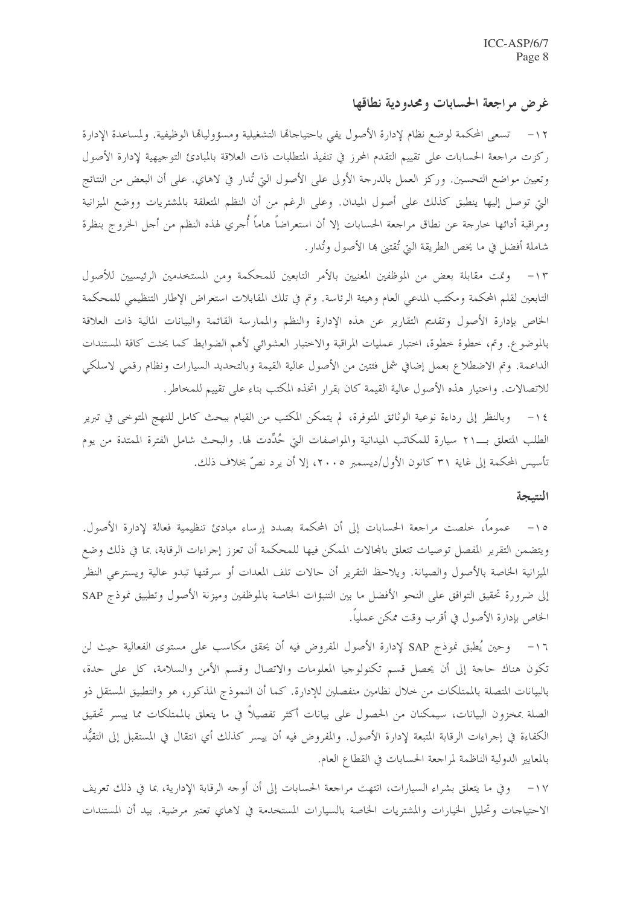## غرض مراجعة الحسابات ومحدودية نطاقها

١٢- تسعى المحكمة لوضع نظام لإدارة الأصول يفي باحتياجاتها التشغيلية ومسؤولياتها الوظيفية. ولمساعدة الإدارة ركزت مراجعة الحسابات على تقييم التقدم المحرز في تنفيذ المتطلبات ذات العلاقة بالمبادئ التوجيهية لإدارة الأصول وتعيين مواضع التحسين. وركز العمل بالدرجة الأولى على الأصول التي تُدار في لاهاي. على أن البعض من النتائج التي توصل إليها ينطبق كذلك على أصول الميدان. وعلى الرغم من أن النظم المتعلقة بالمشتريات ووضع الميزانية ومراقبة أدائها خارجة عن نطاق مراجعة الحسابات إلا أن استعراضاً هاماً أُجري لهذه النظم من أجل الخروج بنظرة شاملة أفضل في ما يخص الطريقة التي تُقتنى بها الأصول وتُدار.

١٣- وتمت مقابلة بعض من الموظفين المعنيين بالأمر التابعين للمحكمة ومن المستخدمين الرئيسيين للأصول التابعين لقلم المحكمة ومكتب المدعي العام وهيئة الرئاسة. وتم في تلك المقابلات استعراض الإطار التنظيمي للمحكمة الخاص بإدارة الأصول وتقديم التقارير عن هذه الإدارة والنظم والممارسة القائمة والبيانات المالية ذات العلاقة بالموضوع. وتم، خطوة خطوة، اختبار عمليات المراقبة والاختبار العشوائي لأهم الضوابط كما بحثت كافة المستندات الداعمة. وتم الاضطلاع بعمل إضافي شمل فئتين من الأصول عالية القيمة وبالتحديد السيارات ونظام رقمي لاسلكي للاتصالات. واختيار هذه الأصول عالية القيمة كان بقرار اتخذه المكتب بناء على تقييم للمخاطر.

١٤- وبالنظر إلى رداءة نوعية الوثائق المتوفرة، لم يتمكن المكتب من القيام ببحث كامل للنهج المتوخى في تبرير الطلب المتعلق بـ‍ـ٢١ سيارة للمكاتب الميدانية والمواصفات التي حُدِّدت لها. والبحث شامل الفترة الممتدة من يوم تأسيس المحكمة إلى غاية ٣١ كانون الأول/ديسمبر ٢٠٠٥، إلا أن يرد نصّ بخلاف ذلك.

## النتيجة

١٥- عموماً، خلصت مراجعة الحسابات إلى أن المحكمة بصدد إرساء مبادئ تنظيمية فعالة لإدارة الأصول. ويتضمن التقرير المفصل توصيات تتعلق بالمجالات الممكن فيها للمحكمة أن تعزز إجراءات الرقابة، بما في ذلك وضع الميزانية الخاصة بالأصول والصيانة. ويلاحظ التقرير أن حالات تلف المعدات أو سرقتها تبدو عالية ويسترعي النظر إلى ضرورة تحقيق التوافق على النحو الأفضل ما بين التنبؤات الخاصة بالموظفين وميزنة الأصول وتطبيق نموذج SAP الخاص بإدارة الأصول في أقرب وقت ممكن عملياً.

١٦- وحين يُطبق نموذج SAP لإدارة الأصول المفروض فيه أن يحقق مكاسب على مستوى الفعالية حيث لن تكون هناك حاجة إلى أن يحصل قسم تكنولوجيا المعلومات والاتصال وقسم الأمن والسلامة، كل على حدة، بالبيانات المتصلة بالممتلكات من خلال نظامين منفصلين للإدارة. كما أن النموذج المذكور، هو والتطبيق المستقل ذو الصلة بمخزون البيانات، سيمكنان من الحصول على بيانات أكثر تفصيلاً في ما يتعلق بالممتلكات مما ييسر تحقيق الكفاءة في إجراءات الرقابة المتبعة لإدارة الأصول. والمفروض فيه أن ييسر كذلك أي انتقال في المستقبل إلى التقيُّد بالمعايير الدولية الناظمة لمراجعة الحسابات في القطاع العام.

١٧- وفي ما يتعلق بشراء السيارات، انتهت مراجعة الحسابات إلى أن أوجه الرقابة الإدارية، بما في ذلك تعريف الاحتياجات وتحليل الخيارات والمشتريات الخاصة بالسيارات المستخدمة في لاهاي تعتبر مرضية. بيد أن المستندات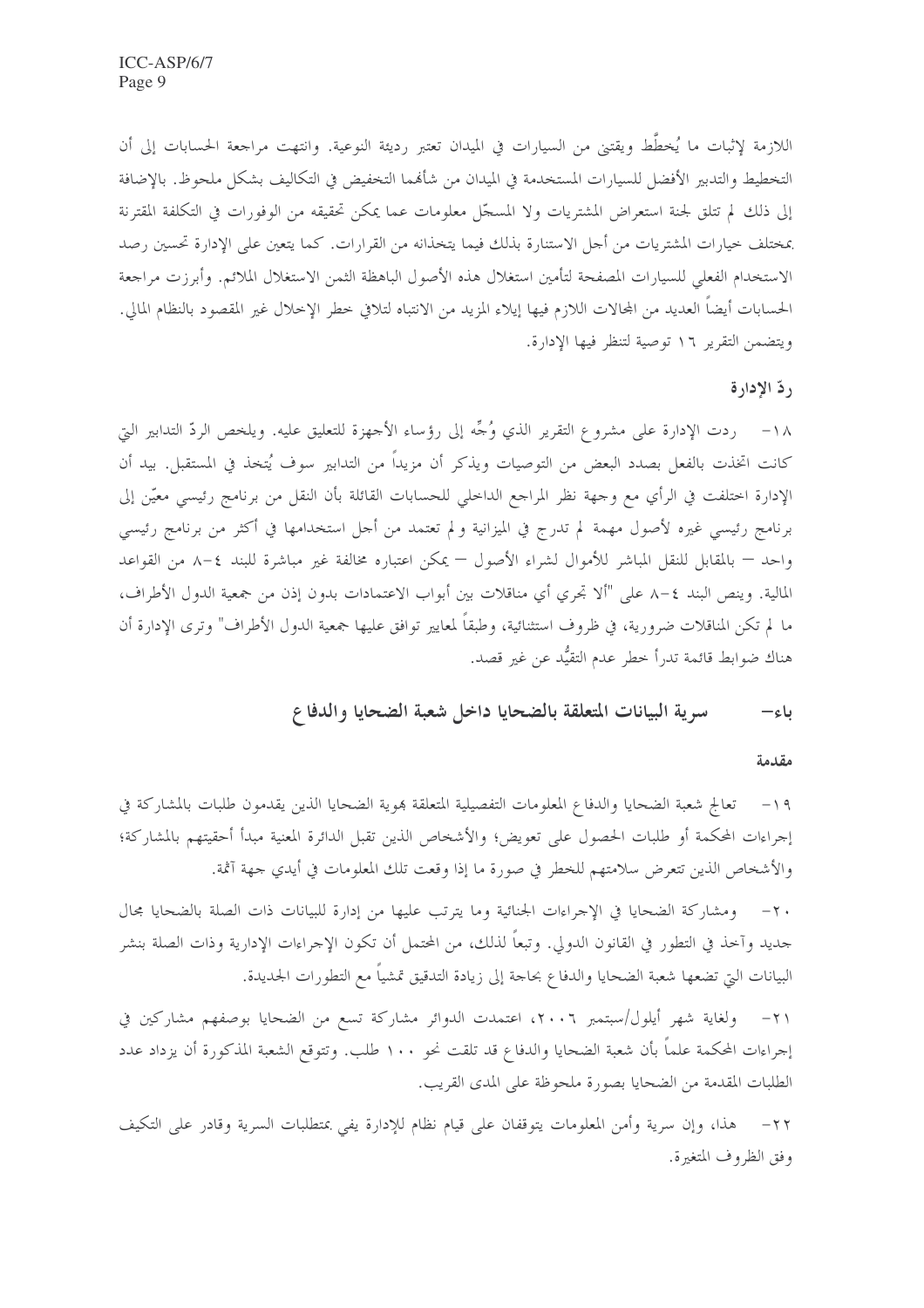اللازمة لإثبات ما يُخطَّط ويقتنى من السيارات في الميدان تعتبر رديئة النوعية. وانتهت مراجعة الحسابات إلى أن التخطيط والتدبير الأفضل للسيارات المستخدمة في الميدان من شأنهما التخفيض في التكاليف بشكل ملحوظ. بالإضافة إلى ذلك لم تتلق لجنة استعراض المشتريات ولا المسجّل معلومات عما يمكن تحقيقه من الوفورات في التكلفة المقترنة بمختلف خيارات المشتريات من أجل الاستنارة بذلك فيما يتخذانه من القرارات. كما يتعين على الإدارة تحسين رصد الاستخدام الفعلي للسيارات المصفحة لتأمين استغلال هذه الأصول الباهظة الثمن الاستغلال الملائم. وأبرزت مراجعة الحسابات أيضاً العديد من المجالات اللازم فيها إيلاء المزيد من الانتباه لتلافي خطر الإخلال غير المقصود بالنظام المالي. ويتضمن التقرير ١٦ توصية لتنظر فيها الإدارة.

### ردّ الإدارة

١٨- ردت الإدارة على مشروع التقرير الذي وُجِّه إلى رؤساء الأجهزة للتعليق عليه. ويلخص الردّ التدابير التي كانت اتخذت بالفعل بصدد البعض من التوصيات ويذكر أن مزيداً من التدابير سوف يُتخذ في المستقبل. بيد أن الإدارة اختلفت في الرأي مع وجهة نظر المراجع الداخلي للحسابات القائلة بأن النقل من برنامج رئيسي معيّن إلى برنامج رئيسي غيره لأصول مهمة لم تدرج في الميزانية ولم تعتمد من أجل استخدامها في أكثر من برنامج رئيسي واحد – بالمقابل للنقل المباشر للأموال لشراء الأصول – يمكن اعتباره مخالفة غير مباشرة للبند ٤-٨ من القواعد المالية. وينص البند ٤-٨ على "ألا تجري أي مناقلات بين أبواب الاعتمادات بدون إذن من جمعية الدول الأطراف، ما لم تكن المناقلات ضرورية، في ظروف استثنائية، وطبقاً لمعايير توافق عليها جمعية الدول الأطراف" وترى الإدارة أن هناك ضوابط قائمة تدرأ خطر عدم التقيُّد عن غير قصد.

## باء- سرية البيانات المتعلقة بالضحايا داخل شعبة الضحايا والدفاع

### مقدمة

١٩- تعالج شعبة الضحايا والدفاع المعلومات التفصيلية المتعلقة بهوية الضحايا الذين يقدمون طلبات بالمشاركة في إجراءات المحكمة أو طلبات الحصول على تعويض؛ والأشخاص الذين تقبل الدائرة المعنية مبدأ أحقيتهم بالمشاركة؛ والأشخاص الذين تتعرض سلامتهم للخطر في صورة ما إذا وقعت تلك المعلومات في أيدي جهة آثمة.

٢٠- ومشاركة الضحايا في الإجراءات الجنائية وما يترتب عليها من إدارة للبيانات ذات الصلة بالضحايا مجال جديد وآخذ في التطور في القانون الدولي. وتبعاً لذلك، من المحتمل أن تكون الإجراءات الإدارية وذات الصلة بنشر البيانات التي تضعها شعبة الضحايا والدفاع بحاجة إلى زيادة التدقيق تمشياً مع التطورات الجديدة.

٢١- ولغاية شهر أيلول/سبتمبر ٢٠٠٦، اعتمدت الدوائر مشاركة تسع من الضحايا بوصفهم مشاركين في إجراءات المحكمة علماً بأن شعبة الضحايا والدفاع قد تلقت نحو ١٠٠ طلب. وتتوقع الشعبة المذكورة أن يزداد عدد الطلبات المقدمة من الضحايا بصورة ملحوظة على المدى القريب.

٢٢- هذا، وإن سرية وأمن المعلومات يتوقفان على قيام نظام للإدارة يفي بمتطلبات السرية وقادر على التكيف وفق الظروف المتغيرة.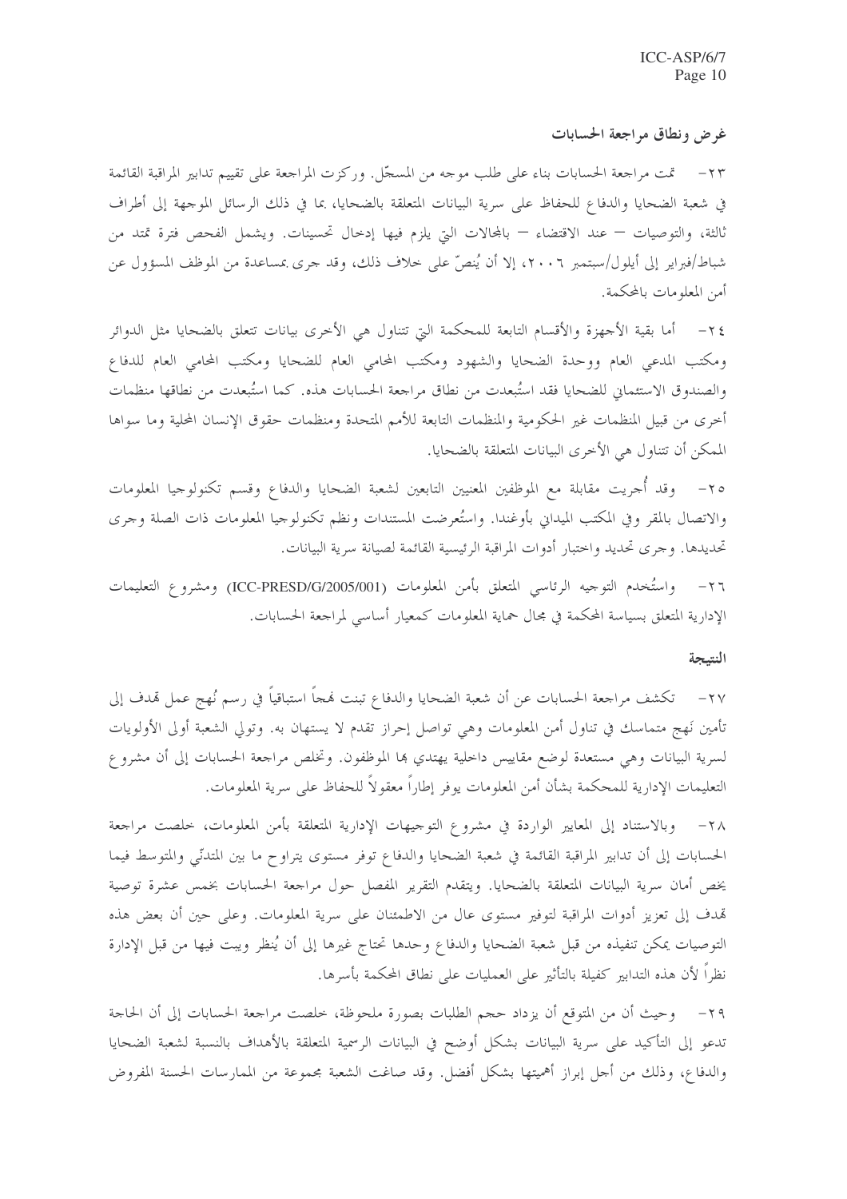## غرض ونطاق مراجعة الحسابات

٢٣- تمت مراجعة الحسابات بناء على طلب موجه من المسجّل. وركزت المراجعة على تقييم تدابير المراقبة القائمة في شعبة الضحايا والدفاع للحفاظ على سرية البيانات المتعلقة بالضحايا، بما في ذلك الرسائل الموجهة إلى أطراف ثالثة، والتوصيات — عند الاقتضاء — بالمجالات التي يلزم فيها إدخال تحسينات. ويشمل الفحص فترة تمتد من شباط/فبراير إلى أيلول/سبتمبر ٢٠٠٦، إلا أن يُنصّ على خلاف ذلك، وقد جرى بمساعدة من الموظف المسؤول عن أمن المعلومات بالمحكمة.

٢٤- أما بقية الأجهزة والأقسام التابعة للمحكمة التي تتناول هي الأخرى بيانات تتعلق بالضحايا مثل الدوائر ومكتب المدعي العام ووحدة الضحايا والشهود ومكتب المحامي العام للضحايا ومكتب المحامي العام للدفاع والصندوق الاستئماني للضحايا فقد استُبعدت من نطاق مراجعة الحسابات هذه. كما استُبعدت من نطاقها منظمات أخرى من قبيل المنظمات غير الحكومية والمنظمات التابعة للأمم المتحدة ومنظمات حقوق الإنسان المحلية وما سواها الممكن أن تتناول هي الأخرى البيانات المتعلقة بالضحايا.

٢٥- وقد أُجريت مقابلة مع الموظفين المعنيين التابعين لشعبة الضحايا والدفاع وقسم تكنولوجيا المعلومات والاتصال بالمقر وفي المكتب الميداني بأوغندا. واستُعرضت المستندات ونظم تكنولوجيا المعلومات ذات الصلة وجرى تحديدها. وجرى تحديد واختبار أدوات المراقبة الرئيسية القائمة لصيانة سرية البيانات.

٢٦- واستُخدم التوجيه الرئاسي المتعلق بأمن المعلومات (ICC-PRESD/G/2005/001) ومشروع التعليمات الإدارية المتعلق بسياسة المحكمة في مجال حماية المعلومات كمعيار أساسي لمراجعة الحسابات.

## النتيجة

٢٧- تكشف مراجعة الحسابات عن أن شعبة الضحايا والدفاع تبنت نهجاً استباقياً في رسم نُهج عمل تهدف إلى تأمين نَهج متماسك في تناول أمن المعلومات وهي تواصل إحراز تقدم لا يستهان به. وتولي الشعبة أولى الأولويات لسرية البيانات وهي مستعدة لوضع مقاييس داخلية يهتدي بها الموظفون. وتخلص مراجعة الحسابات إلى أن مشروع التعليمات الإدارية للمحكمة بشأن أمن المعلومات يوفر إطاراً معقولاً للحفاظ على سرية المعلومات.

٢٨- وبالاستناد إلى المعايير الواردة في مشروع التوجيهات الإدارية المتعلقة بأمن المعلومات، خلصت مراجعة الحسابات إلى أن تدابير المراقبة القائمة في شعبة الضحايا والدفاع توفر مستوى يتراوح ما بين المتدنّي والمتوسط فيما يخص أمان سرية البيانات المتعلقة بالضحايا. ويتقدم التقرير المفصل حول مراجعة الحسابات بخمس عشرة توصية تهدف إلى تعزيز أدوات المراقبة لتوفير مستوى عال من الاطمئنان على سرية المعلومات. وعلى حين أن بعض هذه التوصيات يمكن تنفيذه من قبل شعبة الضحايا والدفاع وحدها تحتاج غيرها إلى أن يُنظر ويبت فيها من قبل الإدارة نظراً لأن هذه التدابير كفيلة بالتأثير على العمليات على نطاق المحكمة بأسرها.

٢٩- وحيث أن من المتوقع أن يزداد حجم الطلبات بصورة ملحوظة، خلصت مراجعة الحسابات إلى أن الحاجة تدعو إلى التأكيد على سرية البيانات بشكل أوضح في البيانات الرسمية المتعلقة بالأهداف بالنسبة لشعبة الضحايا والدفاع، وذلك من أجل إبراز أهميتها بشكل أفضل. وقد صاغت الشعبة مجموعة من الممارسات الحسنة المفروض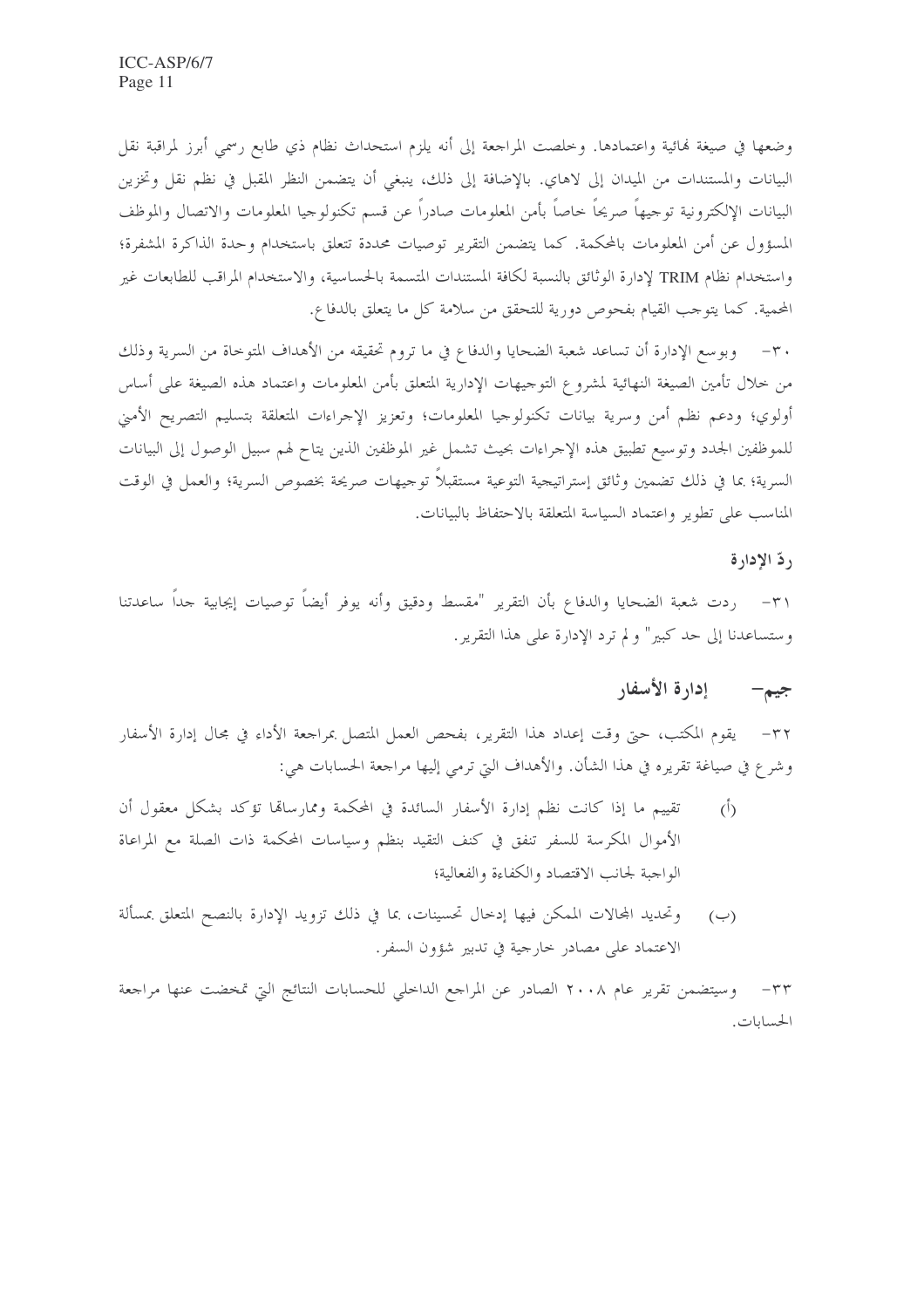وضعها في صيغة نهائية واعتمادها. وخلصت المراجعة إلى أنه يلزم استحداث نظام ذي طابع رسمي أبرز لمراقبة نقل البيانات والمستندات من الميدان إلى لاهاي. بالإضافة إلى ذلك، ينبغي أن يتضمن النظر المقبل في نظم نقل وتخزين البيانات الإلكترونية توجيهاً صريحاً خاصاً بأمن المعلومات صادراً عن قسم تكنولوجيا المعلومات والاتصال والموظف المسؤول عن أمن المعلومات بالمحكمة. كما يتضمن التقرير توصيات محددة تتعلق باستخدام وحدة الذاكرة المشفرة؛ واستخدام نظام TRIM لإدارة الوثائق بالنسبة لكافة المستندات المتسمة بالحساسية، والاستخدام المراقب للطابعات غير المحمية. كما يتوجب القيام بفحوص دورية للتحقق من سلامة كل ما يتعلق بالدفاع.

٣٠- وبوسع الإدارة أن تساعد شعبة الضحايا والدفاع في ما تروم تحقيقه من الأهداف المتوخاة من السرية وذلك من خلال تأمين الصيغة النهائية لمشروع التوجيهات الإدارية المتعلق بأمن المعلومات واعتماد هذه الصيغة على أساس أولوي؛ ودعم نظم أمن وسرية بيانات تكنولوجيا المعلومات؛ وتعزيز الإجراءات المتعلقة بتسليم التصريح الأمني للموظفين الجدد وتوسيع تطبيق هذه الإجراءات بحيث تشمل غير الموظفين الذين يتاح لهم سبيل الوصول إلى البيانات السرية؛ بما في ذلك تضمين وثائق إستراتيجية التوعية مستقبلاً توجيهات صريحة بخصوص السرية؛ والعمل في الوقت المناسب على تطوير واعتماد السياسة المتعلقة بالاحتفاظ بالبيانات.

### ردّ الإدارة

٣١- ردت شعبة الضحايا والدفاع بأن التقرير "مقسط ودقيق وأنه يوفر أيضاً توصيات إيجابية جداً ساعدتنا وستساعدنا إلى حد كبير" ولم ترد الإدارة على هذا التقرير.

## جيم- إدارة الأسفار

٣٢- يقوم المكتب، حتى وقت إعداد هذا التقرير، بفحص العمل المتصل بمراجعة الأداء في مجال إدارة الأسفار وشرع في صياغة تقريره في هذا الشأن. والأهداف التي ترمي إليها مراجعة الحسابات هي:

(أ) تقييم ما إذا كانت نظم إدارة الأسفار السائدة في المحكمة وممارساتها تؤكد بشكل معقول أن الأموال المكرسة للسفر تنفق في كنف التقيد بنظم وسياسات المحكمة ذات الصلة مع المراعاة الواجبة لجانب الاقتصاد والكفاءة والفعالية؛

(ب) وتحديد المجالات الممكن فيها إدخال تحسينات، بما في ذلك تزويد الإدارة بالنصح المتعلق بمسألة الاعتماد على مصادر خارجية في تدبير شؤون السفر.

٣٣- وسيتضمن تقرير عام ٢٠٠٨ الصادر عن المراجع الداخلي للحسابات النتائج التي تمخضت عنها مراجعة الحسابات.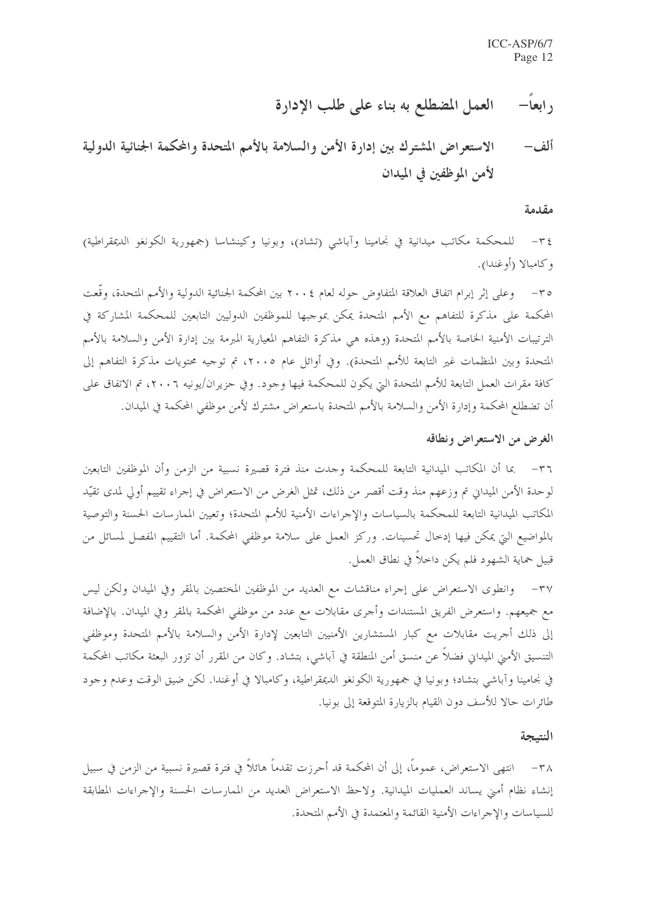# رابعاً– العمل المضطلع به بناء على طلب الإدارة

## ألف– الاستعراض المشترك بين إدارة الأمن والسلامة بالأمم المتحدة والمحكمة الجنائية الدولية لأمن الموظفين في الميدان

### مقدمة

٣٤– للمحكمة مكاتب ميدانية في نجامينا وآباشي (تشاد)، وبونيا وكينشاسا (جمهورية الكونغو الديمقراطية) وكامبالا (أوغندا).

٣٥– وعلى إثر إبرام اتفاق العلاقة المتفاوض حوله لعام ٢٠٠٤ بين المحكمة الجنائية الدولية والأمم المتحدة، وقّعت المحكمة على مذكرة للتفاهم مع الأمم المتحدة يمكن بموجبها للموظفين الدوليين التابعين للمحكمة المشاركة في الترتيبات الأمنية الخاصة بالأمم المتحدة (وهذه هي مذكرة التفاهم المعيارية المبرمة بين إدارة الأمن والسلامة بالأمم المتحدة وبين المنظمات غير التابعة للأمم المتحدة). وفي أوائل عام ٢٠٠٥، تم توجيه محتويات مذكرة التفاهم إلى كافة مقرات العمل التابعة للأمم المتحدة التي يكون للمحكمة فيها وجود. وفي حزيران/يونيه ٢٠٠٦، تم الاتفاق على أن تضطلع المحكمة وإدارة الأمن والسلامة بالأمم المتحدة باستعراض مشترك لأمن موظفي المحكمة في الميدان.

### الغرض من الاستعراض ونطاقه

٣٦– بما أن المكاتب الميدانية التابعة للمحكمة وجدت منذ فترة قصيرة نسبية من الزمن وأن الموظفين التابعين لوحدة الأمن الميداني تم وزعهم منذ وقت أقصر من ذلك، تمثل الغرض من الاستعراض في إجراء تقييم أولي لمدى تقيّد المكاتب الميدانية التابعة للمحكمة بالسياسات والإجراءات الأمنية للأمم المتحدة؛ وتعيين الممارسات الحسنة والتوصية بالمواضيع التي يمكن فيها إدخال تحسينات. وركز العمل على سلامة موظفي المحكمة. أما التقييم المفصل لمسائل من قبيل حماية الشهود فلم يكن داخلاً في نطاق العمل.

٣٧– وانطوى الاستعراض على إجراء مناقشات مع العديد من الموظفين المختصين بالمقر وفي الميدان ولكن ليس مع جميعهم. واستعرض الفريق المستندات وأجرى مقابلات مع عدد من موظفي المحكمة بالمقر وفي الميدان. بالإضافة إلى ذلك أجريت مقابلات مع كبار المستشارين الأمنيين التابعين لإدارة الأمن والسلامة بالأمم المتحدة وموظفي التنسيق الأمني الميداني فضلاً عن منسق أمن المنطقة في آباشي، بتشاد. وكان من المقرر أن تزور البعثة مكاتب المحكمة في نجامينا وآباشي بتشاد؛ وبونيا في جمهورية الكونغو الديمقراطية، وكامبالا في أوغندا. لكن ضيق الوقت وعدم وجود طائرات حالا للأسف دون القيام بالزيارة المتوقعة إلى بونيا.

### النتيجة

٣٨– انتهى الاستعراض، عموماً، إلى أن المحكمة قد أحرزت تقدماً هائلاً في فترة قصيرة نسبية من الزمن في سبيل إنشاء نظام أمني يساند العمليات الميدانية. ولاحظ الاستعراض العديد من الممارسات الحسنة والإجراءات المطابقة للسياسات والإجراءات الأمنية القائمة والمعتمدة في الأمم المتحدة.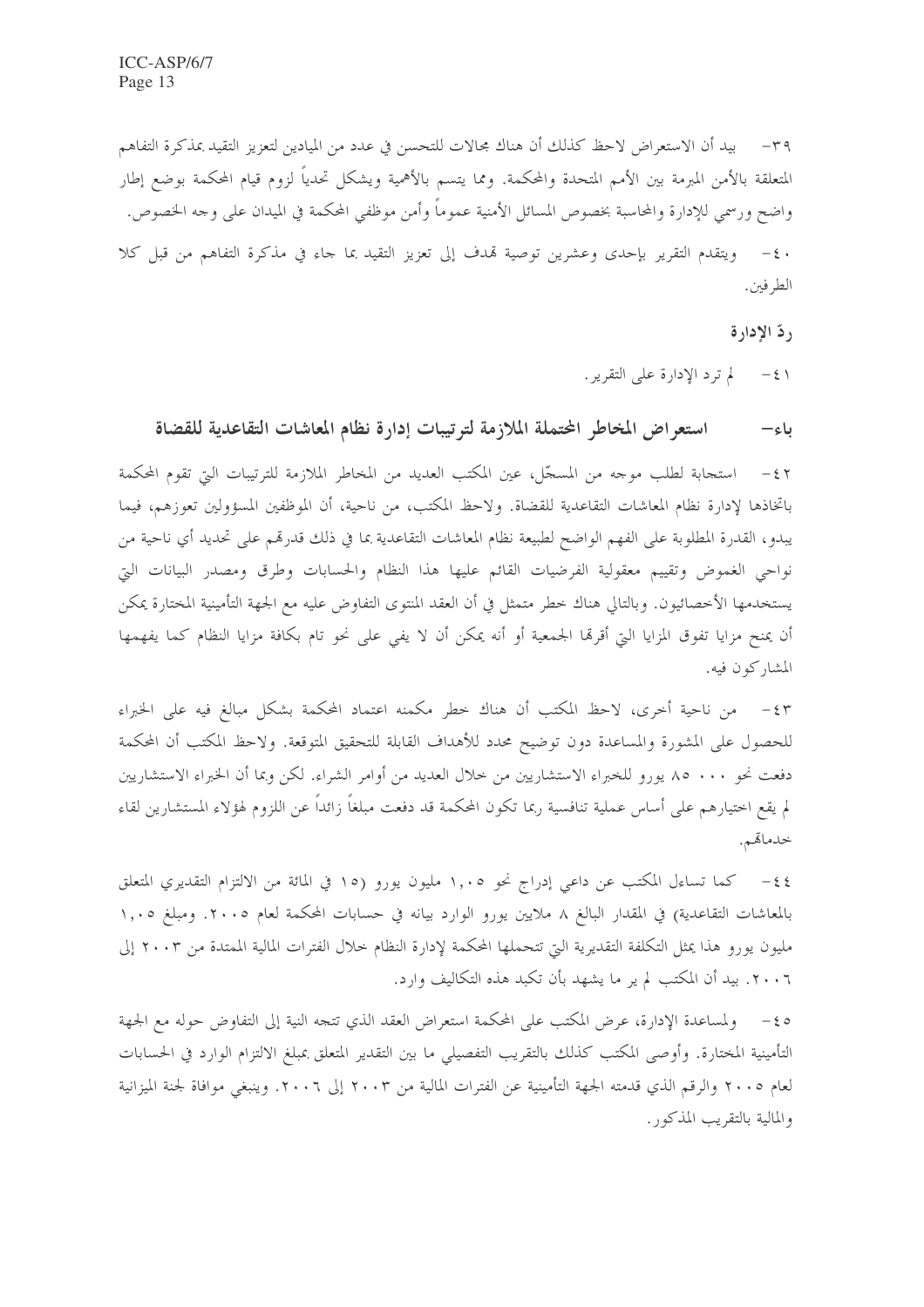٣٩- بيد أن الاستعراض لاحظ كذلك أن هناك مجالات للتحسن في عدد من الميادين لتعزيز التقيد بمذكرة التفاهم المتعلقة بالأمن المبرمة بين الأمم المتحدة والمحكمة. ومما يتسم بالأهمية ويشكل تحدياً لزوم قيام المحكمة بوضع إطار واضح ورسمي للإدارة والمحاسبة بخصوص المسائل الأمنية عموماً وأمن موظفي المحكمة في الميدان على وجه الخصوص.

٤٠- ويتقدم التقرير بإحدى وعشرين توصية تهدف إلى تعزيز التقيد بما جاء في مذكرة التفاهم من قبل كلا الطرفين.

### ردّ الإدارة

٤١- لم ترد الإدارة على التقرير.

## باء- استعراض المخاطر المحتملة الملازمة لترتيبات إدارة نظام المعاشات التقاعدية للقضاة

٤٢- استجابة لطلب موجه من المسجّل، عين المكتب العديد من المخاطر الملازمة للترتيبات التي تقوم المحكمة باتخاذها لإدارة نظام المعاشات التقاعدية للقضاة. ولاحظ المكتب، من ناحية، أن الموظفين المسؤولين تعوزهم، فيما يبدو، القدرة المطلوبة على الفهم الواضح لطبيعة نظام المعاشات التقاعدية بما في ذلك قدرتهم على تحديد أي ناحية من نواحي الغموض وتقييم معقولية الفرضيات القائم عليها هذا النظام والحسابات وطرق ومصدر البيانات التي يستخدمها الأخصائيون. وبالتالي هناك خطر متمثل في أن العقد المنتوى التفاوض عليه مع الجهة التأمينية المختارة يمكن أن يمنح مزايا تفوق المزايا التي أقرتها الجمعية أو أنه يمكن أن لا يفي على نحو تام بكافة مزايا النظام كما يفهمها المشاركون فيه.

٤٣- من ناحية أخرى، لاحظ المكتب أن هناك خطر مكمنه اعتماد المحكمة بشكل مبالغ فيه على الخبراء للحصول على المشورة والمساعدة دون توضيح محدد للأهداف القابلة للتحقيق المتوقعة. ولاحظ المكتب أن المحكمة دفعت نحو ٨٥ ٠٠٠ يورو للخبراء الاستشاريين من خلال العديد من أوامر الشراء. لكن وبما أن الخبراء الاستشاريين لم يقع اختيارهم على أساس عملية تنافسية ربما تكون المحكمة قد دفعت مبلغاً زائداً عن اللزوم لهؤلاء المستشارين لقاء خدماتهم.

٤٤- كما تساءل المكتب عن داعي إدراج نحو ١,٠٥ مليون يورو (١٥ في المائة من الالتزام التقديري المتعلق بالمعاشات التقاعدية) في المقدار البالغ ٨ ملايين يورو الوارد بيانه في حسابات المحكمة لعام ٢٠٠٥. ومبلغ ١,٠٥ مليون يورو هذا يمثل التكلفة التقديرية التي تتحملها المحكمة لإدارة النظام خلال الفترات المالية الممتدة من ٢٠٠٣ إلى ٢٠٠٦. بيد أن المكتب لم ير ما يشهد بأن تكبد هذه التكاليف وارد.

٤٥- ولمساعدة الإدارة، عرض المكتب على المحكمة استعراض العقد الذي تتجه النية إلى التفاوض حوله مع الجهة التأمينية المختارة. وأوصى المكتب كذلك بالتقريب التفصيلي ما بين التقدير المتعلق بمبلغ الالتزام الوارد في الحسابات لعام ٢٠٠٥ والرقم الذي قدمته الجهة التأمينية عن الفترات المالية من ٢٠٠٣ إلى ٢٠٠٦. وينبغي موافاة لجنة الميزانية والمالية بالتقريب المذكور.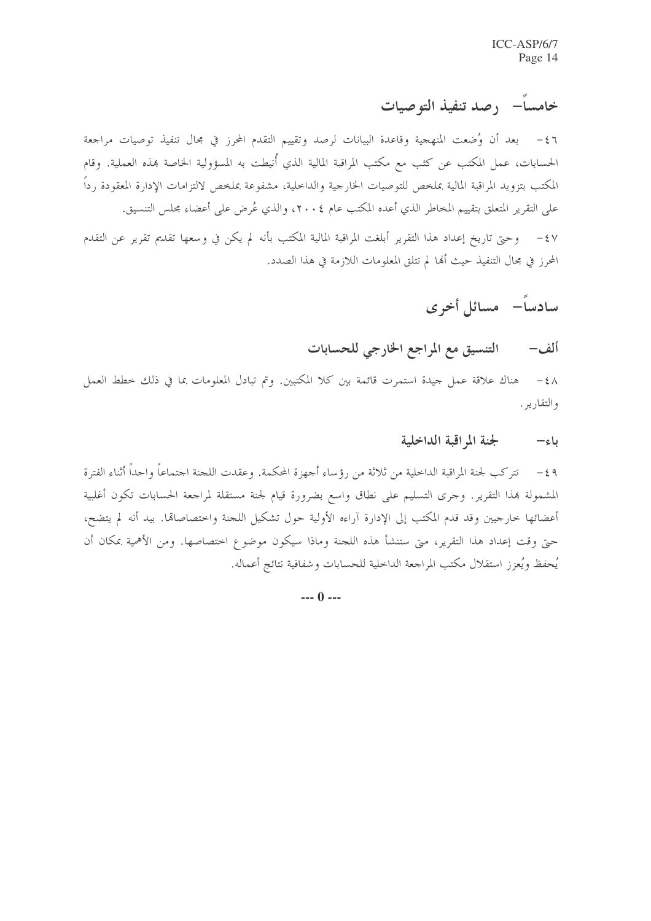## خامساً– رصد تنفيذ التوصيات

٤٦– بعد أن وُضعت المنهجية وقاعدة البيانات لرصد وتقييم التقدم المحرز في مجال تنفيذ توصيات مراجعة الحسابات، عمل المكتب عن كثب مع مكتب المراقبة المالية الذي أُنيطت به المسؤولية الخاصة بهذه العملية. وقام المكتب بتزويد المراقبة المالية بملخص للتوصيات الخارجية والداخلية، مشفوعة بملخص لالتزامات الإدارة المعقودة رداً على التقرير المتعلق بتقييم المخاطر الذي أعده المكتب عام ٢٠٠٤، والذي عُرض على أعضاء مجلس التنسيق.

٤٧– وحتى تاريخ إعداد هذا التقرير أبلغت المراقبة المالية المكتب بأنه لم يكن في وسعها تقديم تقرير عن التقدم المحرز في مجال التنفيذ حيث أنها لم تتلق المعلومات اللازمة في هذا الصدد.

## سادساً– مسائل أخرى

### ألف– التنسيق مع المراجع الخارجي للحسابات

٤٨– هناك علاقة عمل جيدة استمرت قائمة بين كلا المكتبين. وتم تبادل المعلومات بما في ذلك خطط العمل والتقارير.

### باء– لجنة المراقبة الداخلية

٤٩– تتركب لجنة المراقبة الداخلية من ثلاثة من رؤساء أجهزة المحكمة. وعقدت اللجنة اجتماعاً واحداً أثناء الفترة المشمولة بهذا التقرير. وجرى التسليم على نطاق واسع بضرورة قيام لجنة مستقلة لمراجعة الحسابات تكون أغلبية أعضائها خارجيين وقد قدم المكتب إلى الإدارة آراءه الأولية حول تشكيل اللجنة واختصاصاتها. بيد أنه لم يتضح، حتى وقت إعداد هذا التقرير، متى ستنشأ هذه اللجنة وماذا سيكون موضوع اختصاصها. ومن الأهمية بمكان أن يُحفظ ويُعزز استقلال مكتب المراجعة الداخلية للحسابات وشفافية نتائج أعماله.

--- 0 ---